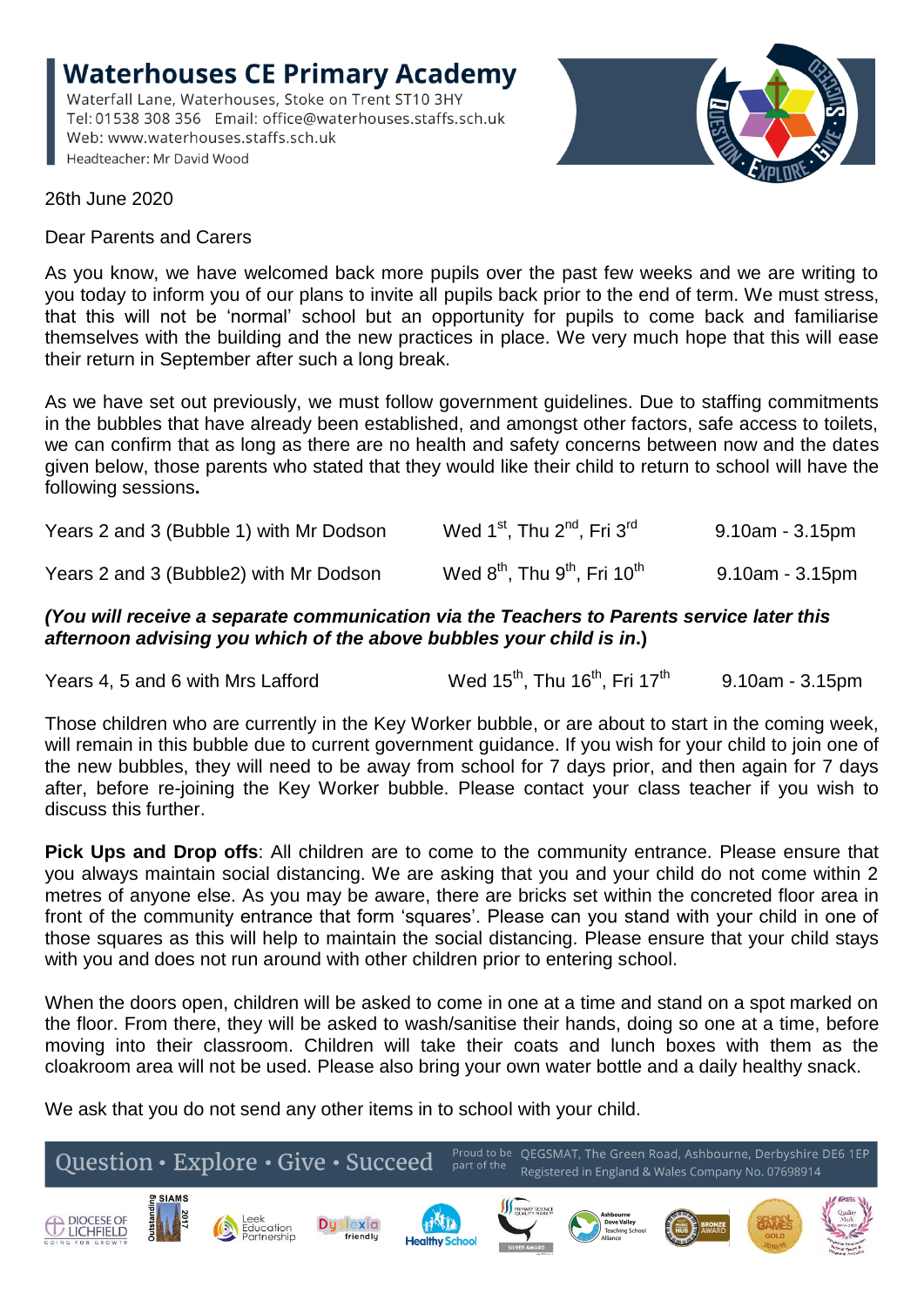# Waterhouses CE Primary Academy

Waterfall Lane, Waterhouses, Stoke on Trent ST10 3HY
Tel: 01538 308 356 Email: office@waterhouses.staffs.sch.uk
Web: www.waterhouses.staffs.sch.uk
Headteacher: Mr David Wood

26th June 2020

Dear Parents and Carers

As you know, we have welcomed back more pupils over the past few weeks and we are writing to you today to inform you of our plans to invite all pupils back prior to the end of term. We must stress, that this will not be 'normal' school but an opportunity for pupils to come back and familiarise themselves with the building and the new practices in place. We very much hope that this will ease their return in September after such a long break.

As we have set out previously, we must follow government guidelines. Due to staffing commitments in the bubbles that have already been established, and amongst other factors, safe access to toilets, we can confirm that as long as there are no health and safety concerns between now and the dates given below, those parents who stated that they would like their child to return to school will have the following sessions**.**

| | | |
|---|---|---|
| Years 2 and 3 (Bubble 1) with Mr Dodson | Wed 1st, Thu 2nd, Fri 3rd | 9.10am - 3.15pm |
| Years 2 and 3 (Bubble2) with Mr Dodson | Wed 8th, Thu 9th, Fri 10th | 9.10am - 3.15pm |

***(You will receive a separate communication via the Teachers to Parents service later this afternoon advising you which of the above bubbles your child is in.)***

| | | |
|---|---|---|
| Years 4, 5 and 6 with Mrs Lafford | Wed 15th, Thu 16th, Fri 17th | 9.10am - 3.15pm |

Those children who are currently in the Key Worker bubble, or are about to start in the coming week, will remain in this bubble due to current government guidance. If you wish for your child to join one of the new bubbles, they will need to be away from school for 7 days prior, and then again for 7 days after, before re-joining the Key Worker bubble. Please contact your class teacher if you wish to discuss this further.

**Pick Ups and Drop offs**: All children are to come to the community entrance. Please ensure that you always maintain social distancing. We are asking that you and your child do not come within 2 metres of anyone else. As you may be aware, there are bricks set within the concreted floor area in front of the community entrance that form 'squares'. Please can you stand with your child in one of those squares as this will help to maintain the social distancing. Please ensure that your child stays with you and does not run around with other children prior to entering school.

When the doors open, children will be asked to come in one at a time and stand on a spot marked on the floor. From there, they will be asked to wash/sanitise their hands, doing so one at a time, before moving into their classroom. Children will take their coats and lunch boxes with them as the cloakroom area will not be used. Please also bring your own water bottle and a daily healthy snack.

We ask that you do not send any other items in to school with your child.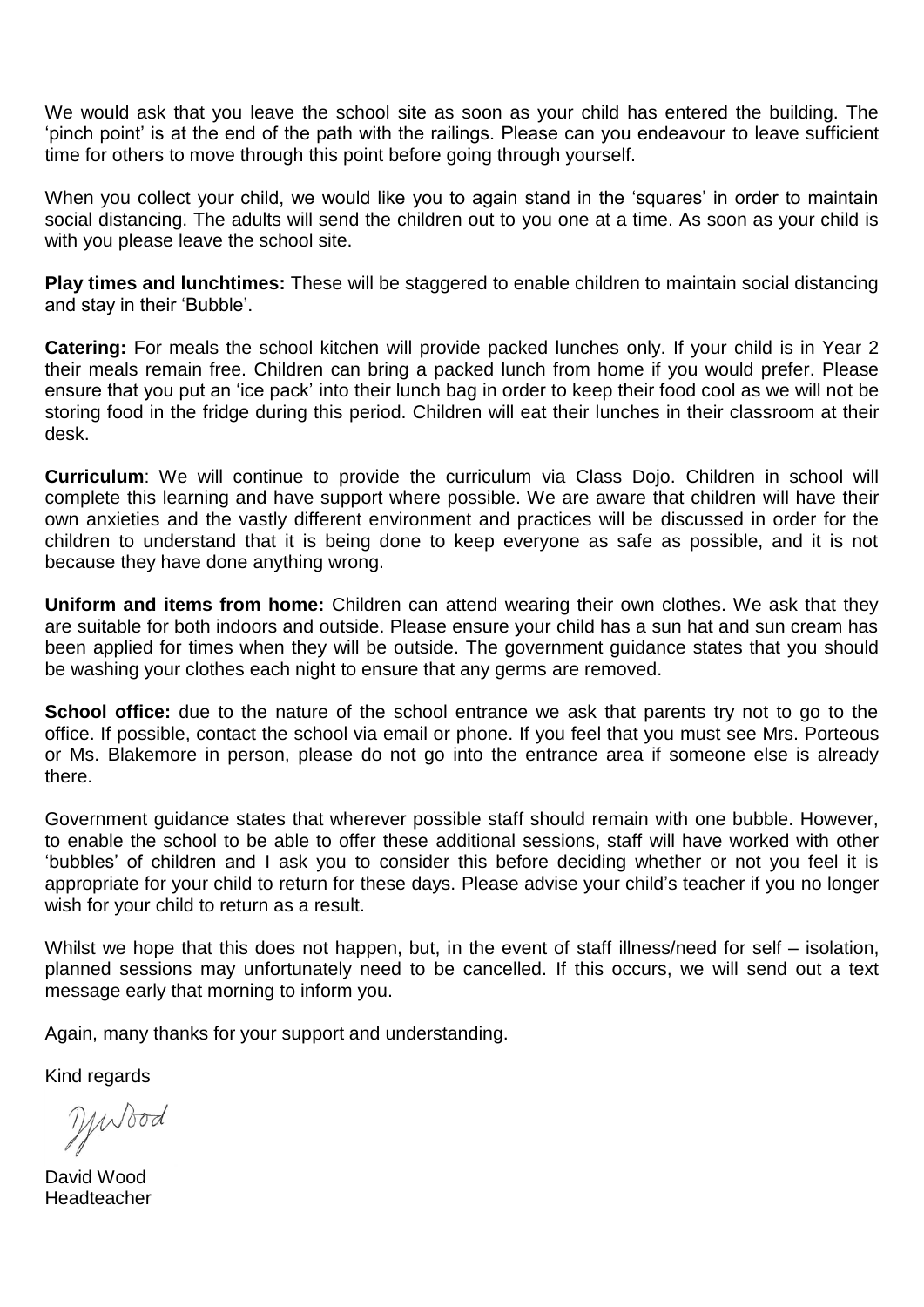We would ask that you leave the school site as soon as your child has entered the building. The 'pinch point' is at the end of the path with the railings. Please can you endeavour to leave sufficient time for others to move through this point before going through yourself.

When you collect your child, we would like you to again stand in the 'squares' in order to maintain social distancing. The adults will send the children out to you one at a time. As soon as your child is with you please leave the school site.

**Play times and lunchtimes:** These will be staggered to enable children to maintain social distancing and stay in their 'Bubble'.

**Catering:** For meals the school kitchen will provide packed lunches only. If your child is in Year 2 their meals remain free. Children can bring a packed lunch from home if you would prefer. Please ensure that you put an 'ice pack' into their lunch bag in order to keep their food cool as we will not be storing food in the fridge during this period. Children will eat their lunches in their classroom at their desk.

**Curriculum**: We will continue to provide the curriculum via Class Dojo. Children in school will complete this learning and have support where possible. We are aware that children will have their own anxieties and the vastly different environment and practices will be discussed in order for the children to understand that it is being done to keep everyone as safe as possible, and it is not because they have done anything wrong.

**Uniform and items from home:** Children can attend wearing their own clothes. We ask that they are suitable for both indoors and outside. Please ensure your child has a sun hat and sun cream has been applied for times when they will be outside. The government guidance states that you should be washing your clothes each night to ensure that any germs are removed.

**School office:** due to the nature of the school entrance we ask that parents try not to go to the office. If possible, contact the school via email or phone. If you feel that you must see Mrs. Porteous or Ms. Blakemore in person, please do not go into the entrance area if someone else is already there.

Government guidance states that wherever possible staff should remain with one bubble. However, to enable the school to be able to offer these additional sessions, staff will have worked with other 'bubbles' of children and I ask you to consider this before deciding whether or not you feel it is appropriate for your child to return for these days. Please advise your child's teacher if you no longer wish for your child to return as a result.

Whilst we hope that this does not happen, but, in the event of staff illness/need for self – isolation, planned sessions may unfortunately need to be cancelled. If this occurs, we will send out a text message early that morning to inform you.

Again, many thanks for your support and understanding.

Kind regards

David Wood
Headteacher